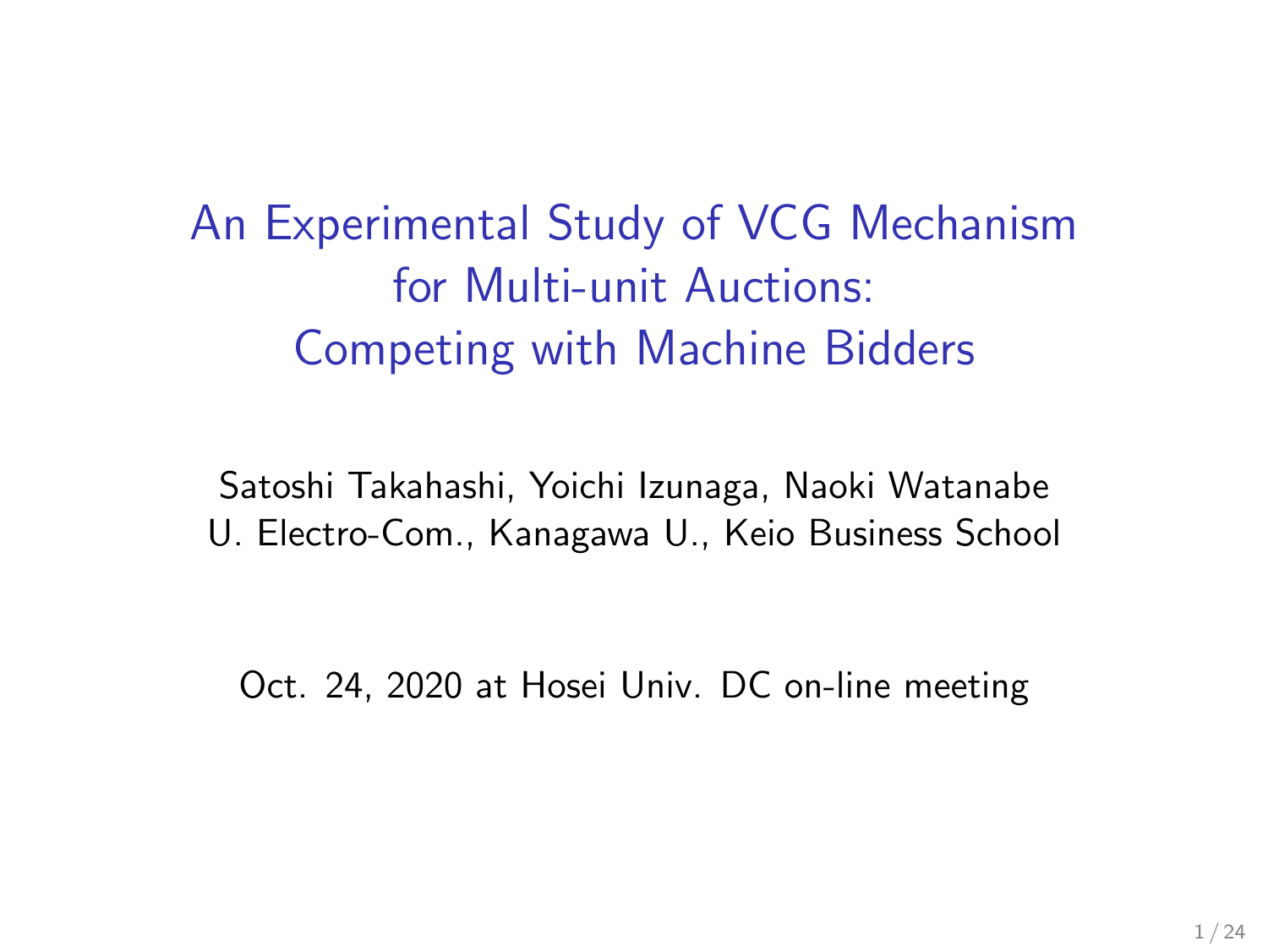# An Experimental Study of VCG Mechanism for Multi-unit Auctions: Competing with Machine Bidders

Satoshi Takahashi, Yoichi Izunaga, Naoki Watanabe
U. Electro-Com., Kanagawa U., Keio Business School

Oct. 24, 2020 at Hosei Univ. DC on-line meeting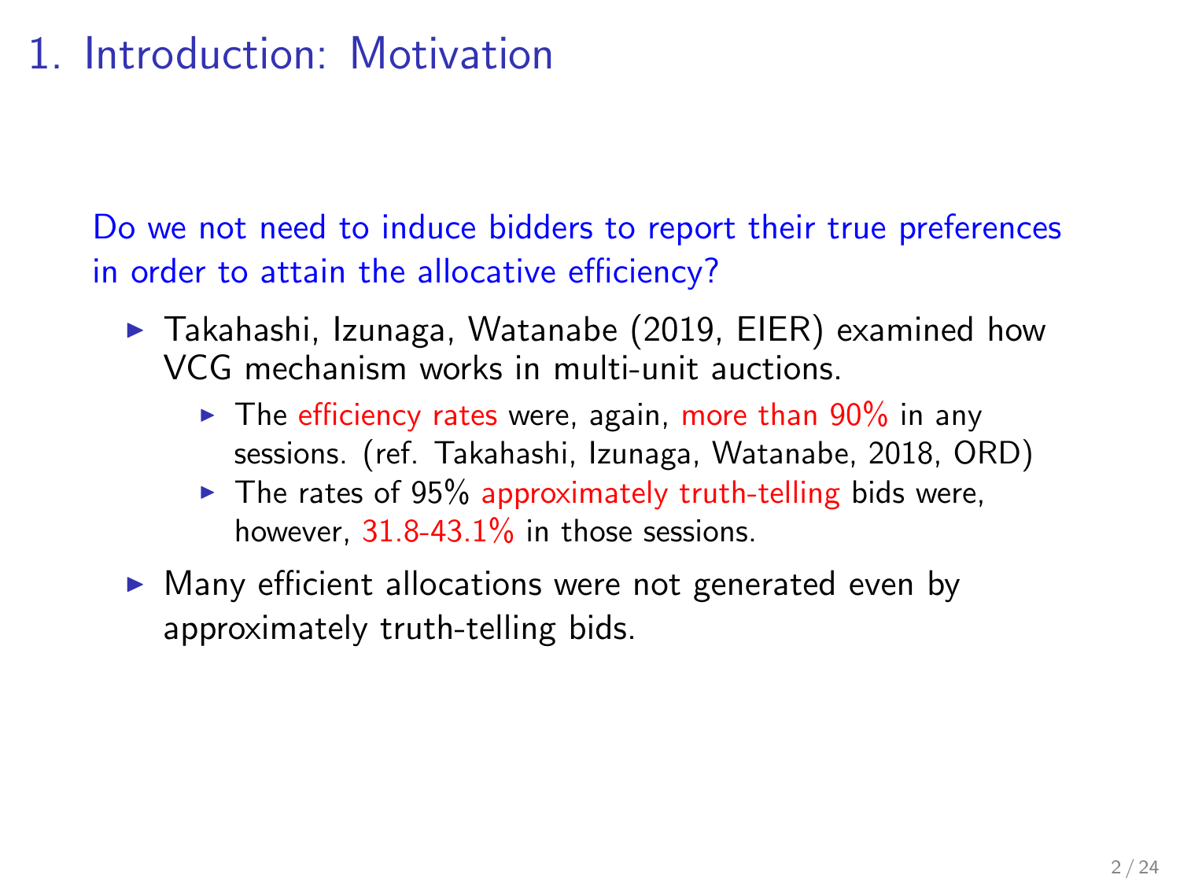# 1. Introduction: Motivation

Do we not need to induce bidders to report their true preferences in order to attain the allocative efficiency?

- Takahashi, Izunaga, Watanabe (2019, EIER) examined how VCG mechanism works in multi-unit auctions.
  - The efficiency rates were, again, more than 90% in any sessions. (ref. Takahashi, Izunaga, Watanabe, 2018, ORD)
  - The rates of 95% approximately truth-telling bids were, however, 31.8-43.1% in those sessions.
- Many efficient allocations were not generated even by approximately truth-telling bids.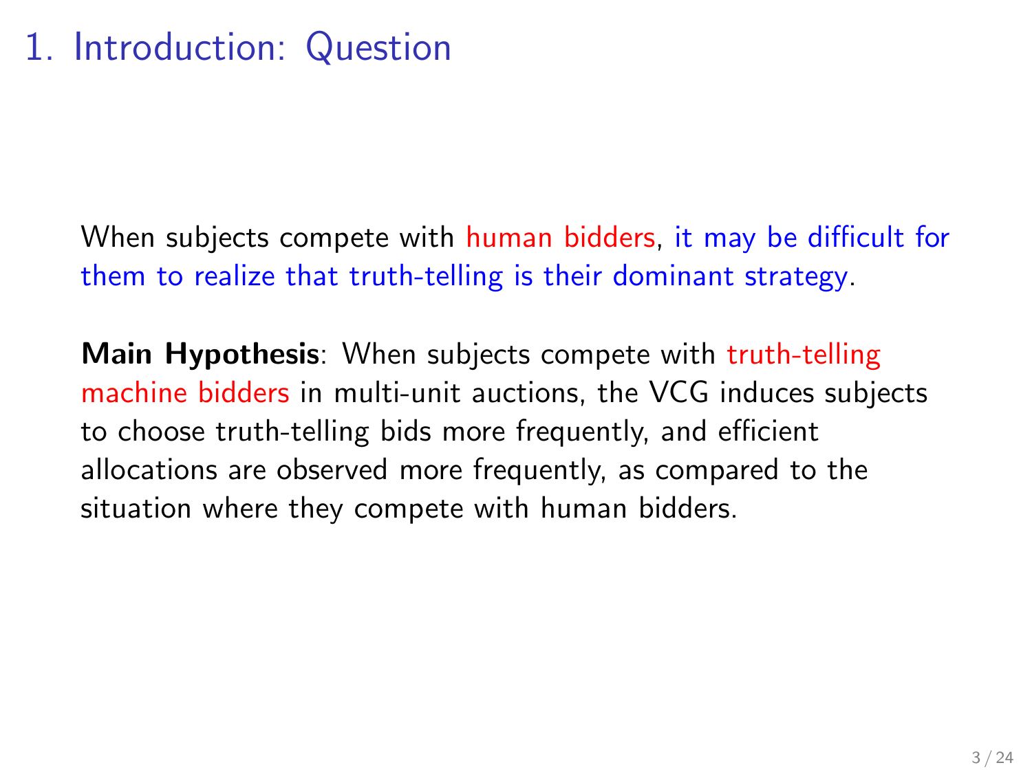# 1. Introduction: Question

When subjects compete with human bidders, it may be difficult for them to realize that truth-telling is their dominant strategy.

**Main Hypothesis**: When subjects compete with truth-telling machine bidders in multi-unit auctions, the VCG induces subjects to choose truth-telling bids more frequently, and efficient allocations are observed more frequently, as compared to the situation where they compete with human bidders.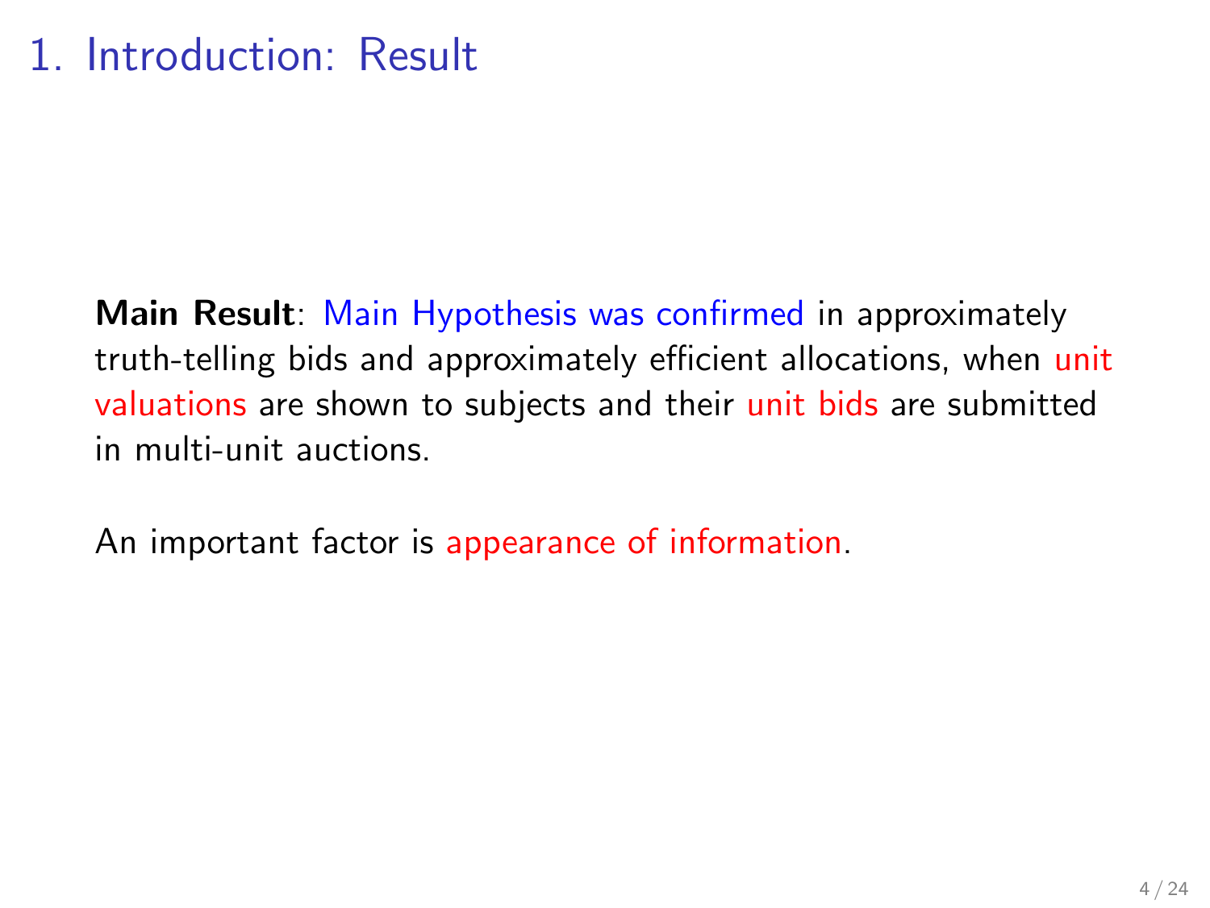# 1. Introduction: Result

**Main Result**: Main Hypothesis was confirmed in approximately truth-telling bids and approximately efficient allocations, when unit valuations are shown to subjects and their unit bids are submitted in multi-unit auctions.

An important factor is appearance of information.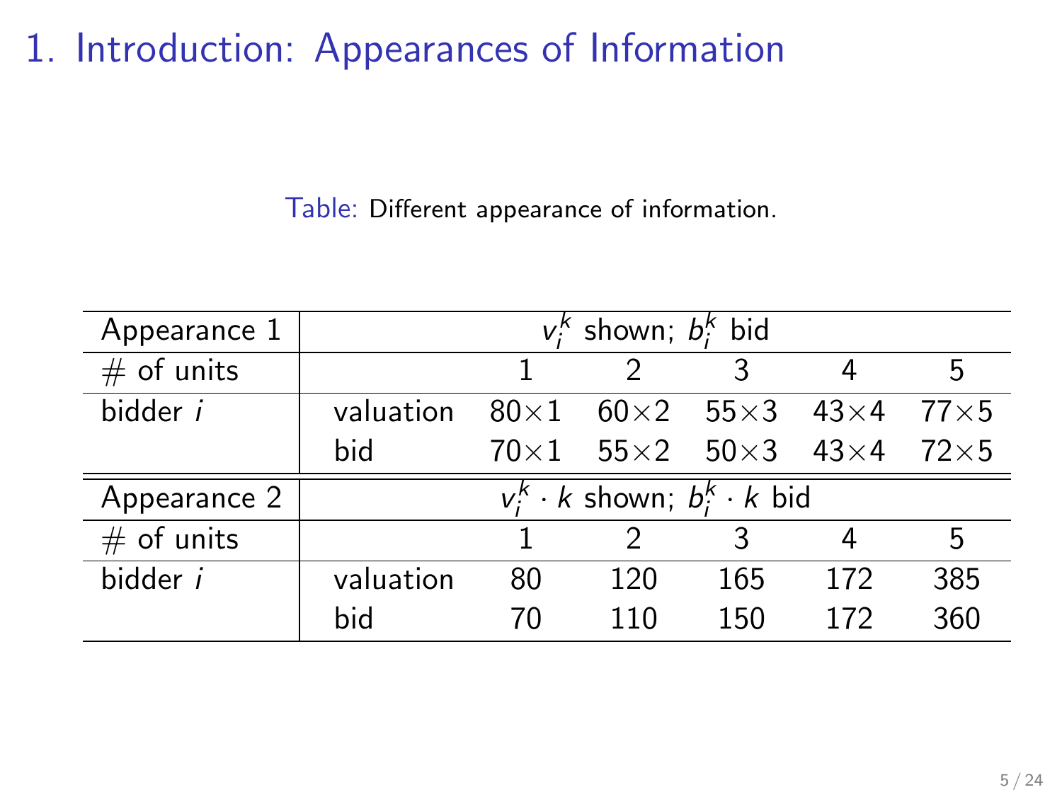# 1. Introduction: Appearances of Information

Table: Different appearance of information.

| Appearance 1 | $v_i^k$ shown; $b_i^k$ bid | | | | | |
|---|---|---|---|---|---|---|
| # of units | | 1 | 2 | 3 | 4 | 5 |
| bidder $i$ | valuation | 80×1 | 60×2 | 55×3 | 43×4 | 77×5 |
| | bid | 70×1 | 55×2 | 50×3 | 43×4 | 72×5 |
| **Appearance 2** | **$v_i^k \cdot k$ shown; $b_i^k \cdot k$ bid** | | | | | |
| # of units | | 1 | 2 | 3 | 4 | 5 |
| bidder $i$ | valuation | 80 | 120 | 165 | 172 | 385 |
| | bid | 70 | 110 | 150 | 172 | 360 |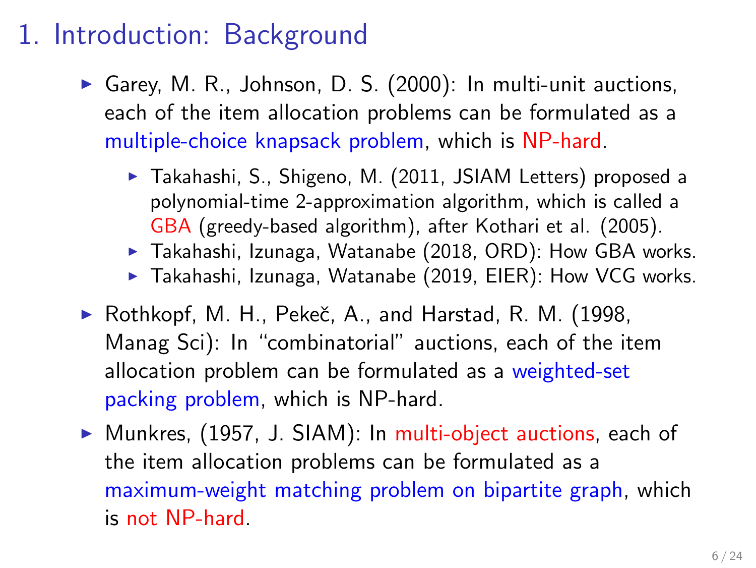# 1. Introduction: Background

- Garey, M. R., Johnson, D. S. (2000): In multi-unit auctions, each of the item allocation problems can be formulated as a multiple-choice knapsack problem, which is NP-hard.
  - Takahashi, S., Shigeno, M. (2011, JSIAM Letters) proposed a polynomial-time 2-approximation algorithm, which is called a GBA (greedy-based algorithm), after Kothari et al. (2005).
  - Takahashi, Izunaga, Watanabe (2018, ORD): How GBA works.
  - Takahashi, Izunaga, Watanabe (2019, EIER): How VCG works.
- Rothkopf, M. H., Pekeč, A., and Harstad, R. M. (1998, Manag Sci): In "combinatorial" auctions, each of the item allocation problem can be formulated as a weighted-set packing problem, which is NP-hard.
- Munkres, (1957, J. SIAM): In multi-object auctions, each of the item allocation problems can be formulated as a maximum-weight matching problem on bipartite graph, which is not NP-hard.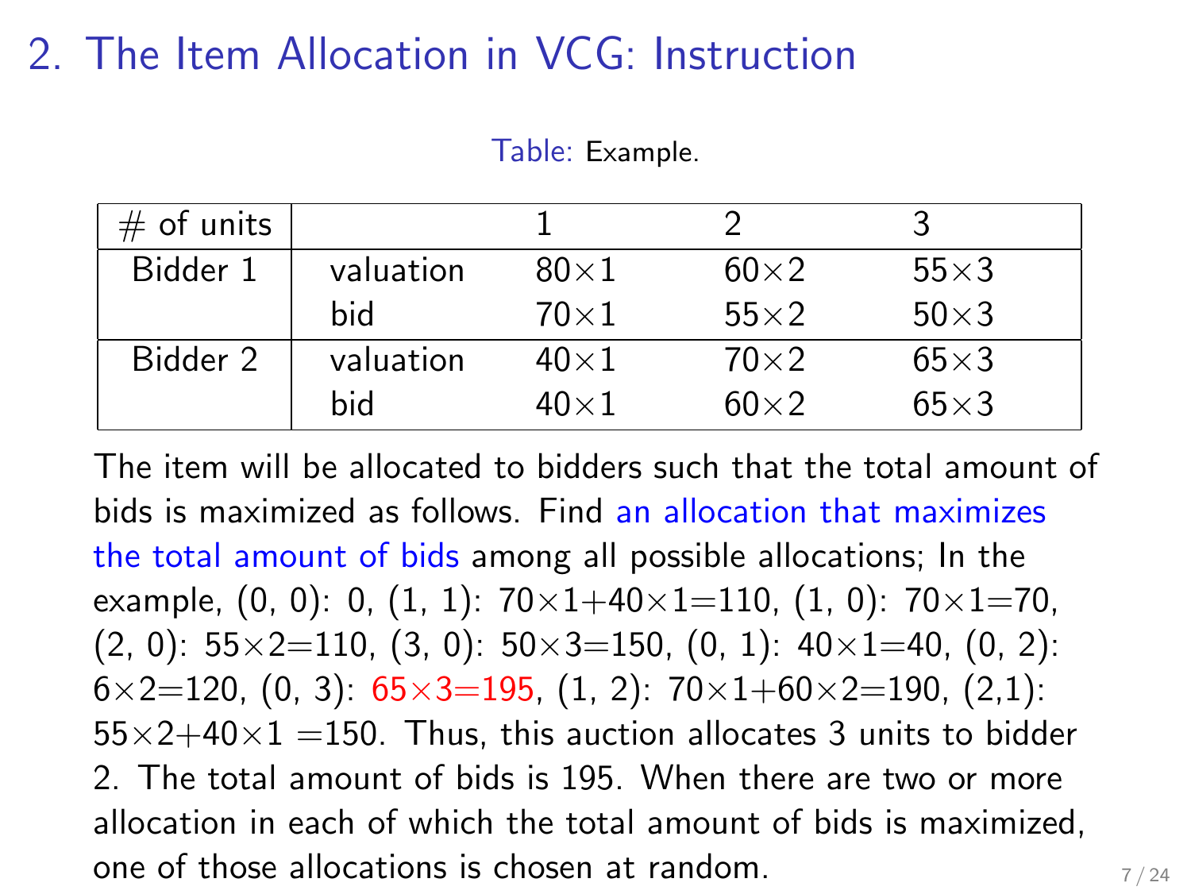## 2. The Item Allocation in VCG: Instruction

Table: Example.

| # of units | | 1 | 2 | 3 |
|---|---|---|---|---|
| Bidder 1 | valuation | $80\times1$ | $60\times2$ | $55\times3$ |
| | bid | $70\times1$ | $55\times2$ | $50\times3$ |
| Bidder 2 | valuation | $40\times1$ | $70\times2$ | $65\times3$ |
| | bid | $40\times1$ | $60\times2$ | $65\times3$ |

The item will be allocated to bidders such that the total amount of bids is maximized as follows. Find an allocation that maximizes the total amount of bids among all possible allocations; In the example, (0, 0): 0, (1, 1): $70\times1+40\times1=110$, (1, 0): $70\times1=70$, (2, 0): $55\times2=110$, (3, 0): $50\times3=150$, (0, 1): $40\times1=40$, (0, 2): $6\times2=120$, (0, 3): $65\times3=195$, (1, 2): $70\times1+60\times2=190$, (2,1): $55\times2+40\times1=150$. Thus, this auction allocates 3 units to bidder 2. The total amount of bids is 195. When there are two or more allocation in each of which the total amount of bids is maximized, one of those allocations is chosen at random.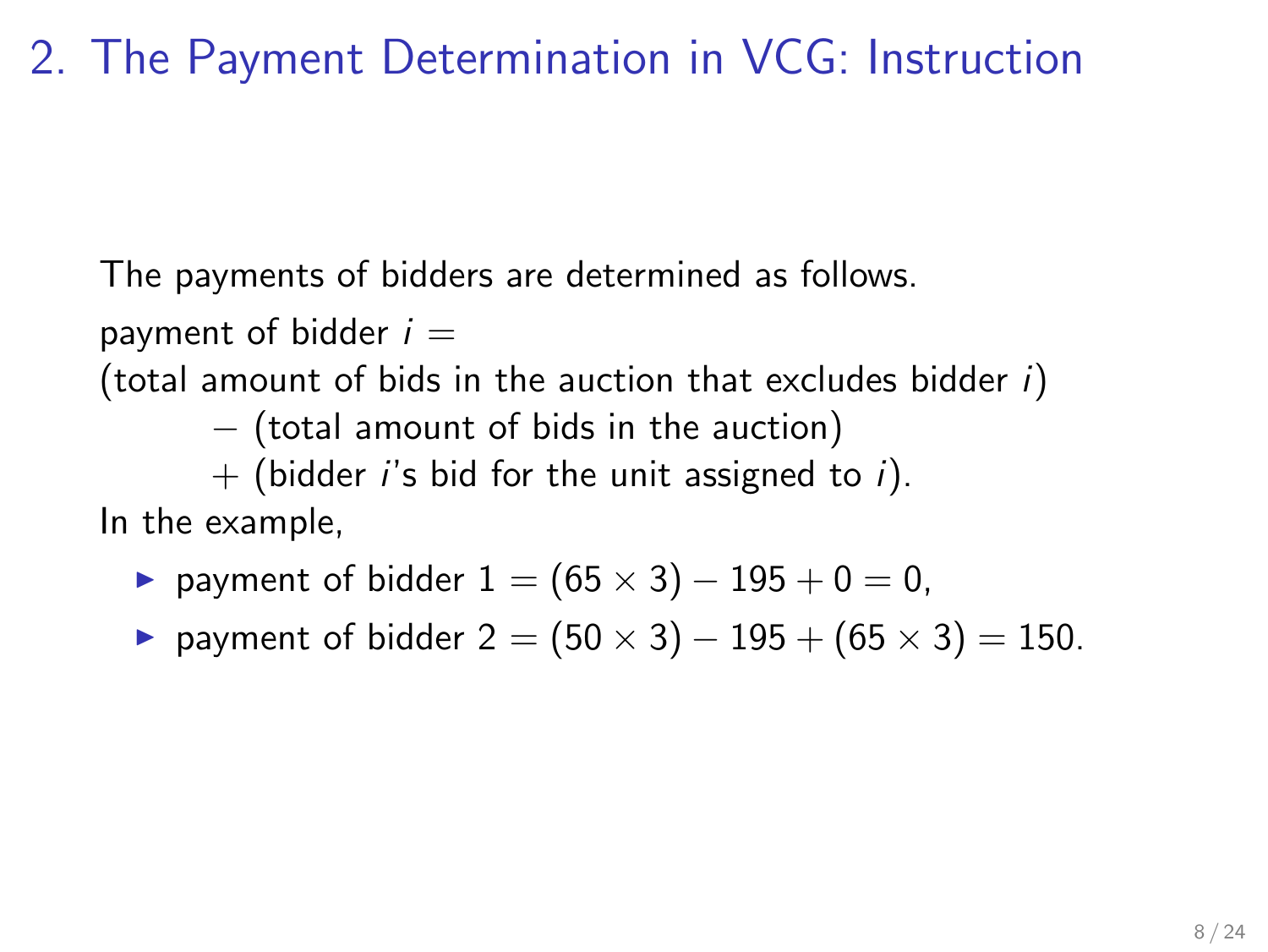# 2. The Payment Determination in VCG: Instruction

The payments of bidders are determined as follows.

payment of bidder $i$ =
(total amount of bids in the auction that excludes bidder $i$)
$-$ (total amount of bids in the auction)
$+$ (bidder $i$'s bid for the unit assigned to $i$).

In the example,

- payment of bidder $1 = (65 \times 3) - 195 + 0 = 0$,
- payment of bidder $2 = (50 \times 3) - 195 + (65 \times 3) = 150$.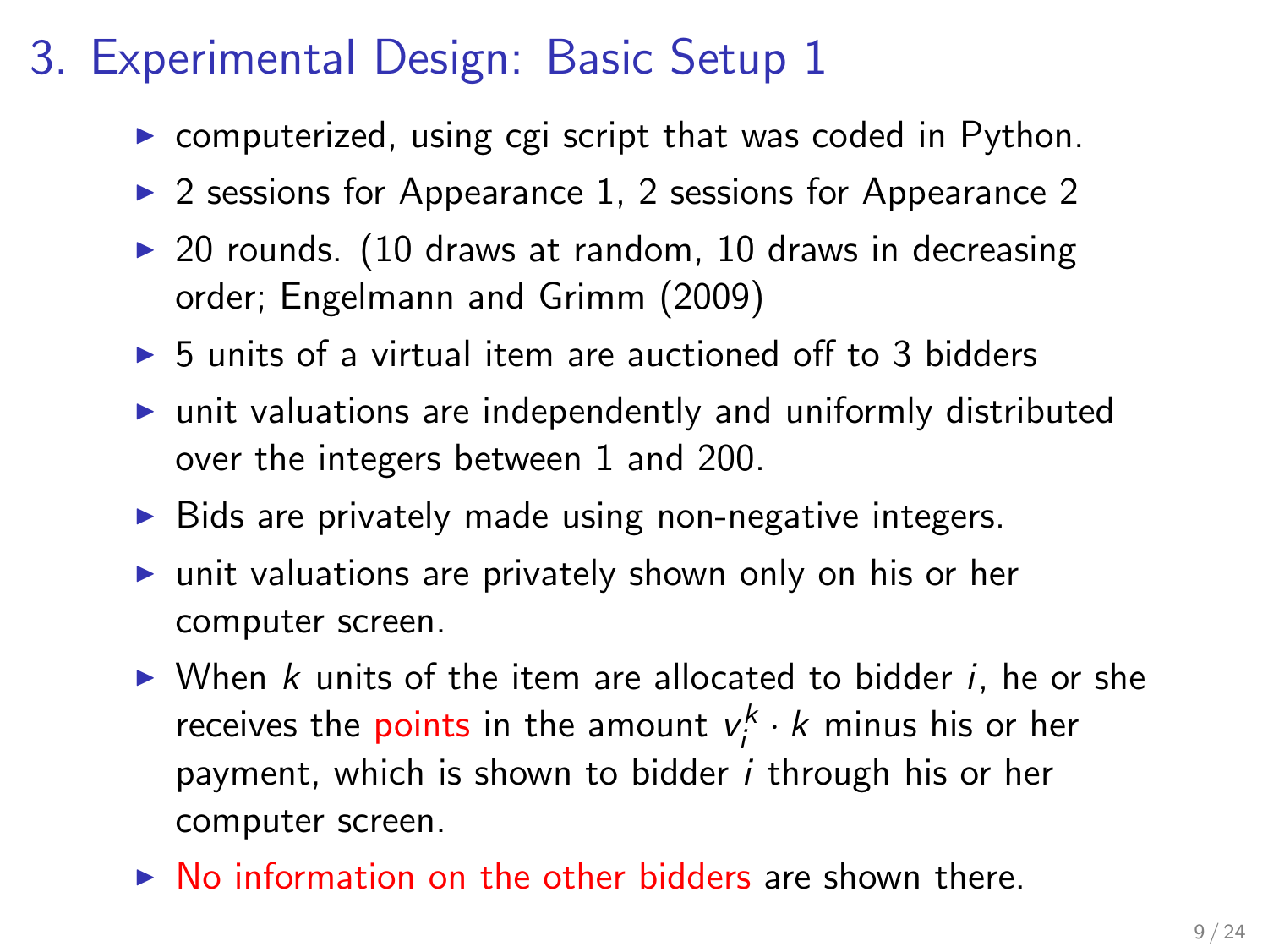# 3. Experimental Design: Basic Setup 1

- computerized, using cgi script that was coded in Python.
- 2 sessions for Appearance 1, 2 sessions for Appearance 2
- 20 rounds. (10 draws at random, 10 draws in decreasing order; Engelmann and Grimm (2009)
- 5 units of a virtual item are auctioned off to 3 bidders
- unit valuations are independently and uniformly distributed over the integers between 1 and 200.
- Bids are privately made using non-negative integers.
- unit valuations are privately shown only on his or her computer screen.
- When $k$ units of the item are allocated to bidder $i$, he or she receives the points in the amount $v_i^k \cdot k$ minus his or her payment, which is shown to bidder $i$ through his or her computer screen.
- No information on the other bidders are shown there.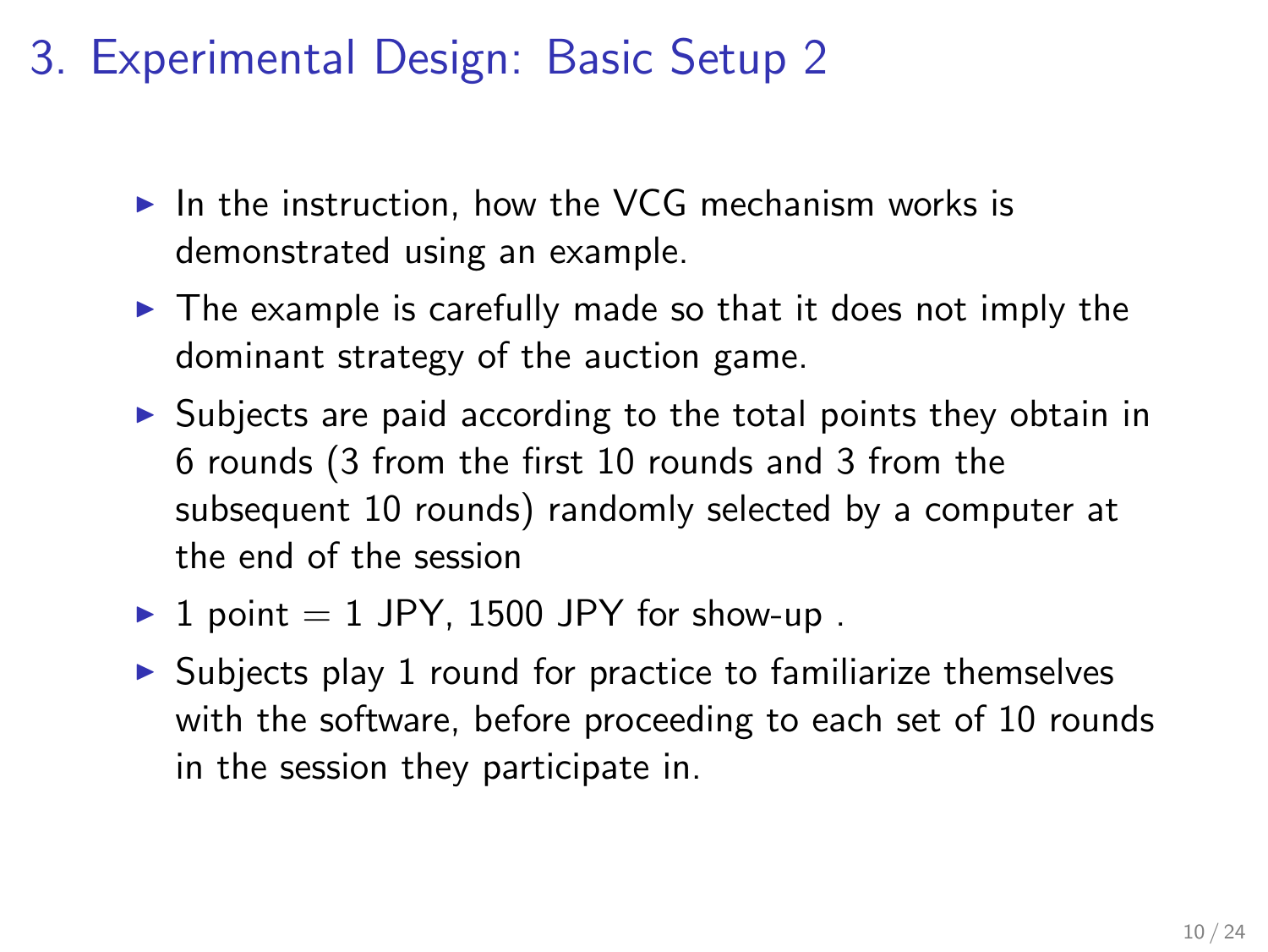# 3. Experimental Design: Basic Setup 2

- In the instruction, how the VCG mechanism works is demonstrated using an example.
- The example is carefully made so that it does not imply the dominant strategy of the auction game.
- Subjects are paid according to the total points they obtain in 6 rounds (3 from the first 10 rounds and 3 from the subsequent 10 rounds) randomly selected by a computer at the end of the session
- 1 point = 1 JPY, 1500 JPY for show-up .
- Subjects play 1 round for practice to familiarize themselves with the software, before proceeding to each set of 10 rounds in the session they participate in.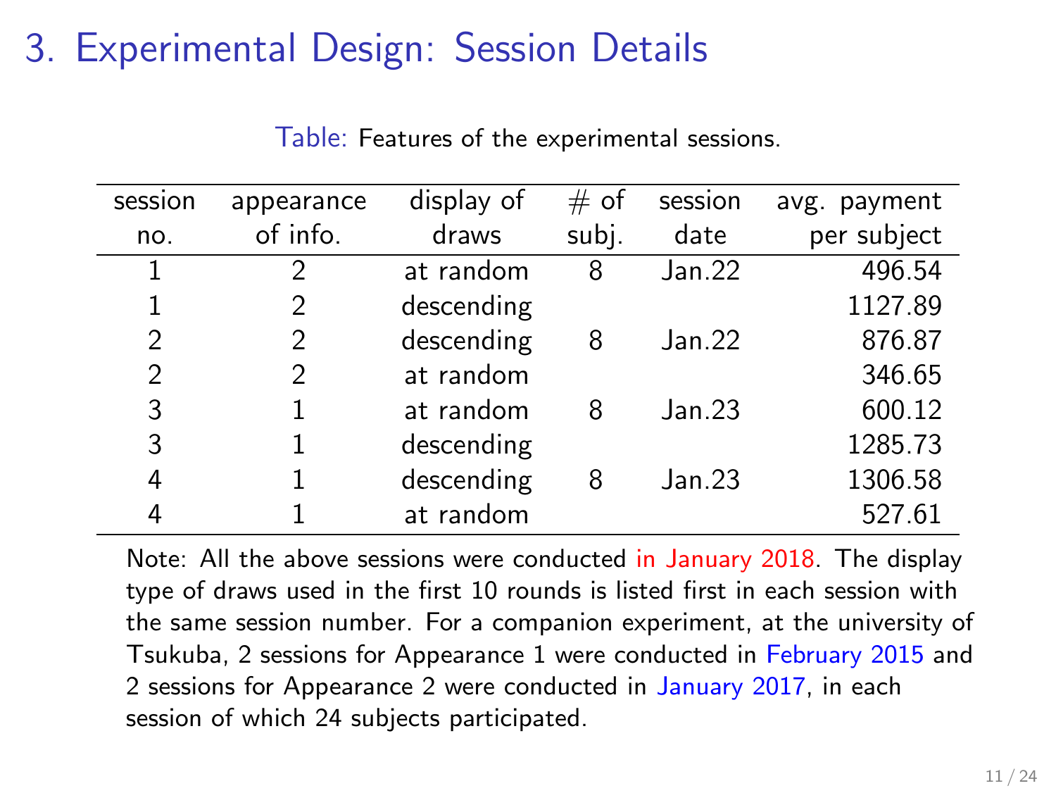# 3. Experimental Design: Session Details

Table: Features of the experimental sessions.

| session no. | appearance of info. | display of draws | # of subj. | session date | avg. payment per subject |
|---|---|---|---|---|---|
| 1 | 2 | at random | 8 | Jan.22 | 496.54 |
| 1 | 2 | descending | | | 1127.89 |
| 2 | 2 | descending | 8 | Jan.22 | 876.87 |
| 2 | 2 | at random | | | 346.65 |
| 3 | 1 | at random | 8 | Jan.23 | 600.12 |
| 3 | 1 | descending | | | 1285.73 |
| 4 | 1 | descending | 8 | Jan.23 | 1306.58 |
| 4 | 1 | at random | | | 527.61 |

Note: All the above sessions were conducted in January 2018. The display type of draws used in the first 10 rounds is listed first in each session with the same session number. For a companion experiment, at the university of Tsukuba, 2 sessions for Appearance 1 were conducted in February 2015 and 2 sessions for Appearance 2 were conducted in January 2017, in each session of which 24 subjects participated.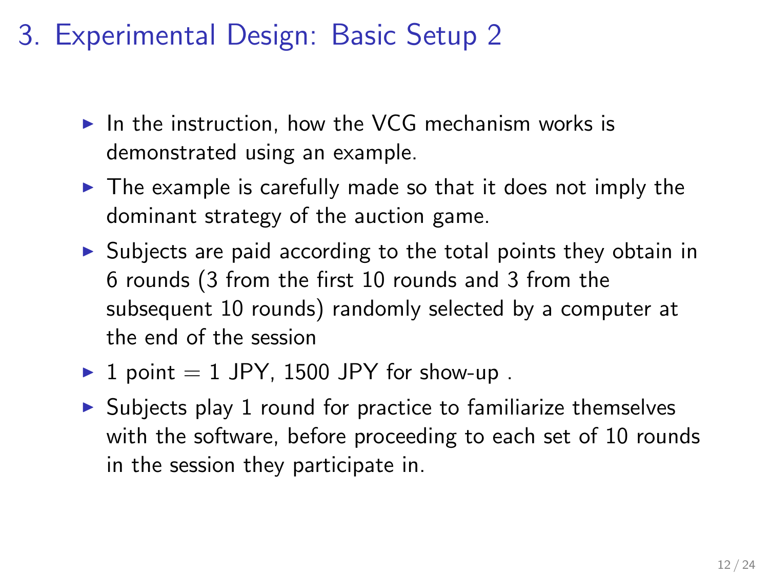# 3. Experimental Design: Basic Setup 2

- In the instruction, how the VCG mechanism works is demonstrated using an example.
- The example is carefully made so that it does not imply the dominant strategy of the auction game.
- Subjects are paid according to the total points they obtain in 6 rounds (3 from the first 10 rounds and 3 from the subsequent 10 rounds) randomly selected by a computer at the end of the session
- 1 point = 1 JPY, 1500 JPY for show-up .
- Subjects play 1 round for practice to familiarize themselves with the software, before proceeding to each set of 10 rounds in the session they participate in.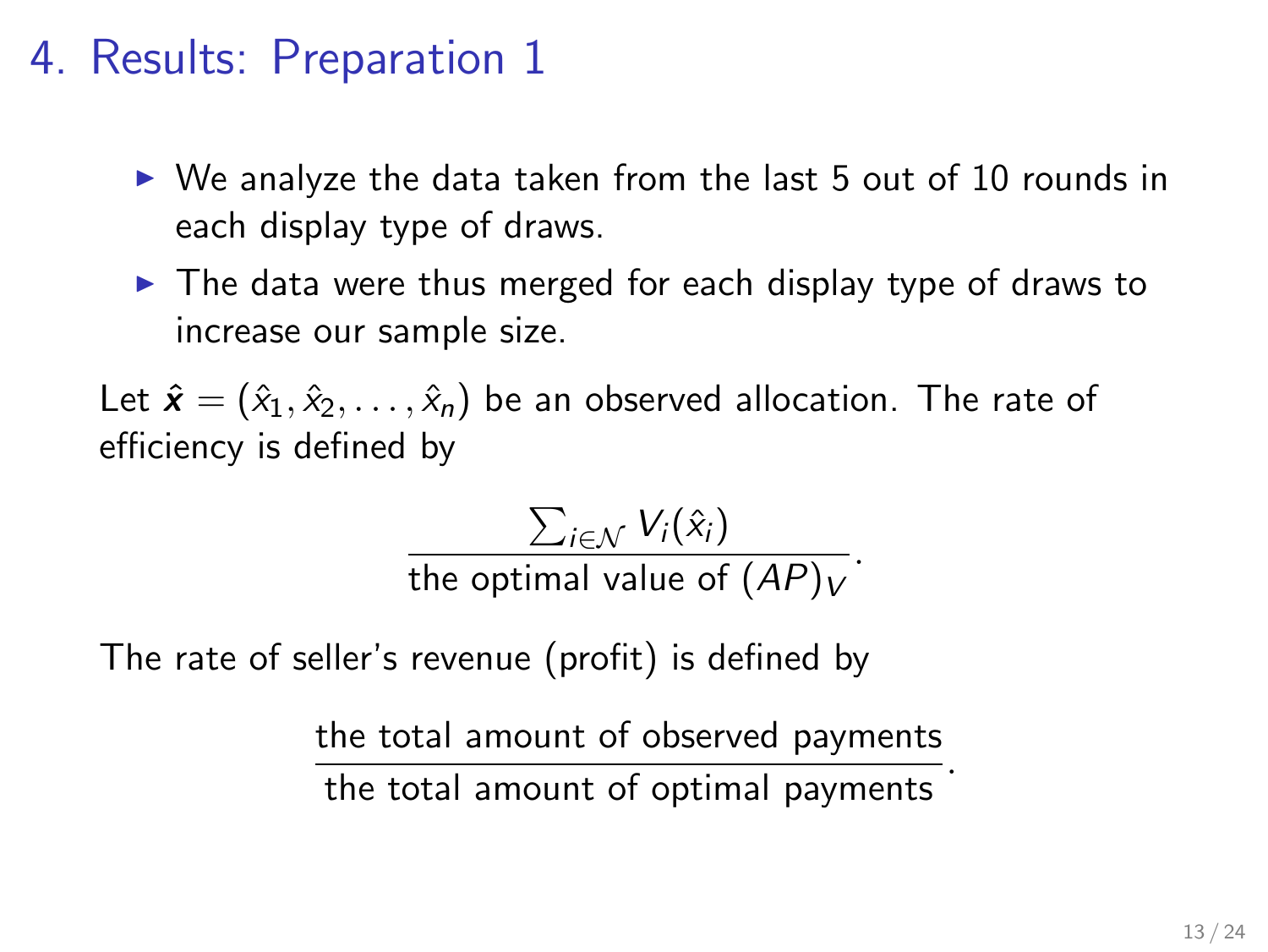# 4. Results: Preparation 1

- We analyze the data taken from the last 5 out of 10 rounds in each display type of draws.
- The data were thus merged for each display type of draws to increase our sample size.

Let $\hat{\boldsymbol{x}} = (\hat{x}_1, \hat{x}_2, \ldots, \hat{x}_n)$ be an observed allocation. The rate of efficiency is defined by

$$\frac{\sum_{i \in \mathcal{N}} V_i(\hat{x}_i)}{\text{the optimal value of } (AP)_V}.$$

The rate of seller's revenue (profit) is defined by

$$\frac{\text{the total amount of observed payments}}{\text{the total amount of optimal payments}}.$$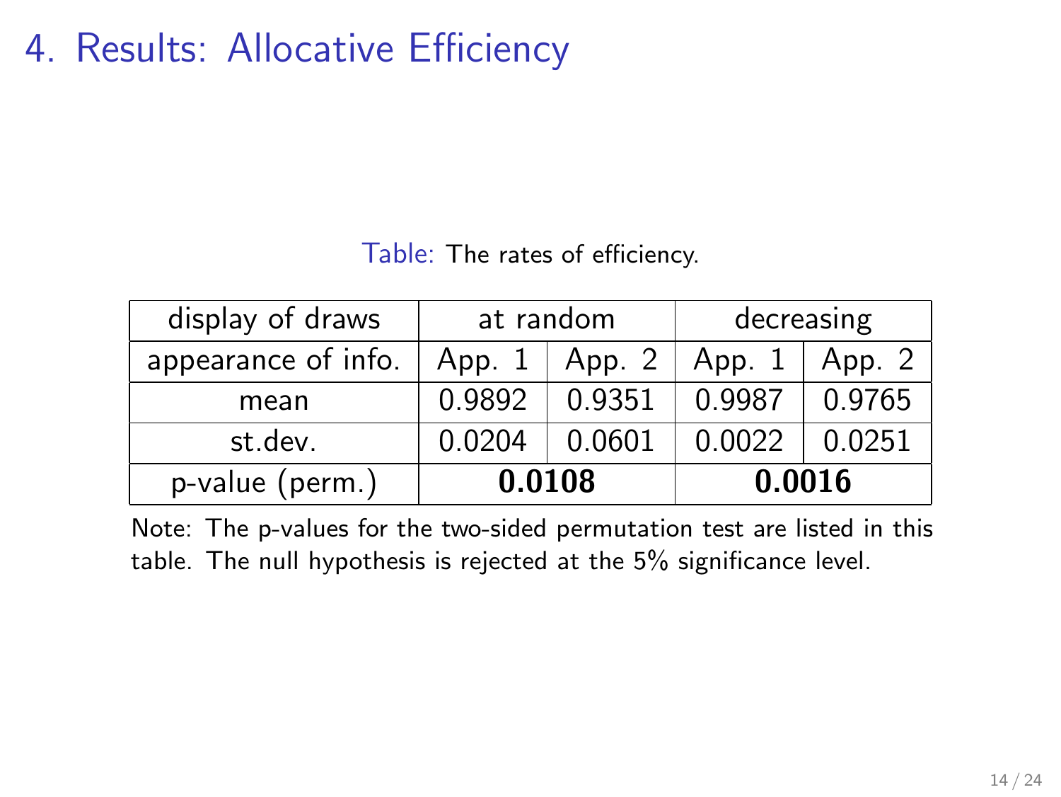# 4. Results: Allocative Efficiency

Table: The rates of efficiency.

| display of draws | at random | | decreasing | |
|---|---|---|---|---|
| appearance of info. | App. 1 | App. 2 | App. 1 | App. 2 |
| mean | 0.9892 | 0.9351 | 0.9987 | 0.9765 |
| st.dev. | 0.0204 | 0.0601 | 0.0022 | 0.0251 |
| p-value (perm.) | **0.0108** | | **0.0016** | |

Note: The p-values for the two-sided permutation test are listed in this table. The null hypothesis is rejected at the 5% significance level.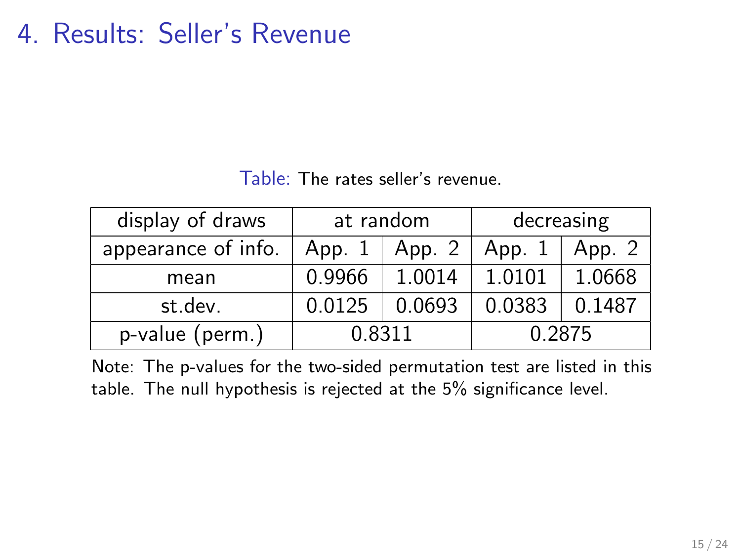# 4. Results: Seller's Revenue

Table: The rates seller's revenue.

| display of draws | at random | | decreasing | |
|---|---|---|---|---|
| appearance of info. | App. 1 | App. 2 | App. 1 | App. 2 |
| mean | 0.9966 | 1.0014 | 1.0101 | 1.0668 |
| st.dev. | 0.0125 | 0.0693 | 0.0383 | 0.1487 |
| p-value (perm.) | 0.8311 | | 0.2875 | |

Note: The p-values for the two-sided permutation test are listed in this table. The null hypothesis is rejected at the 5% significance level.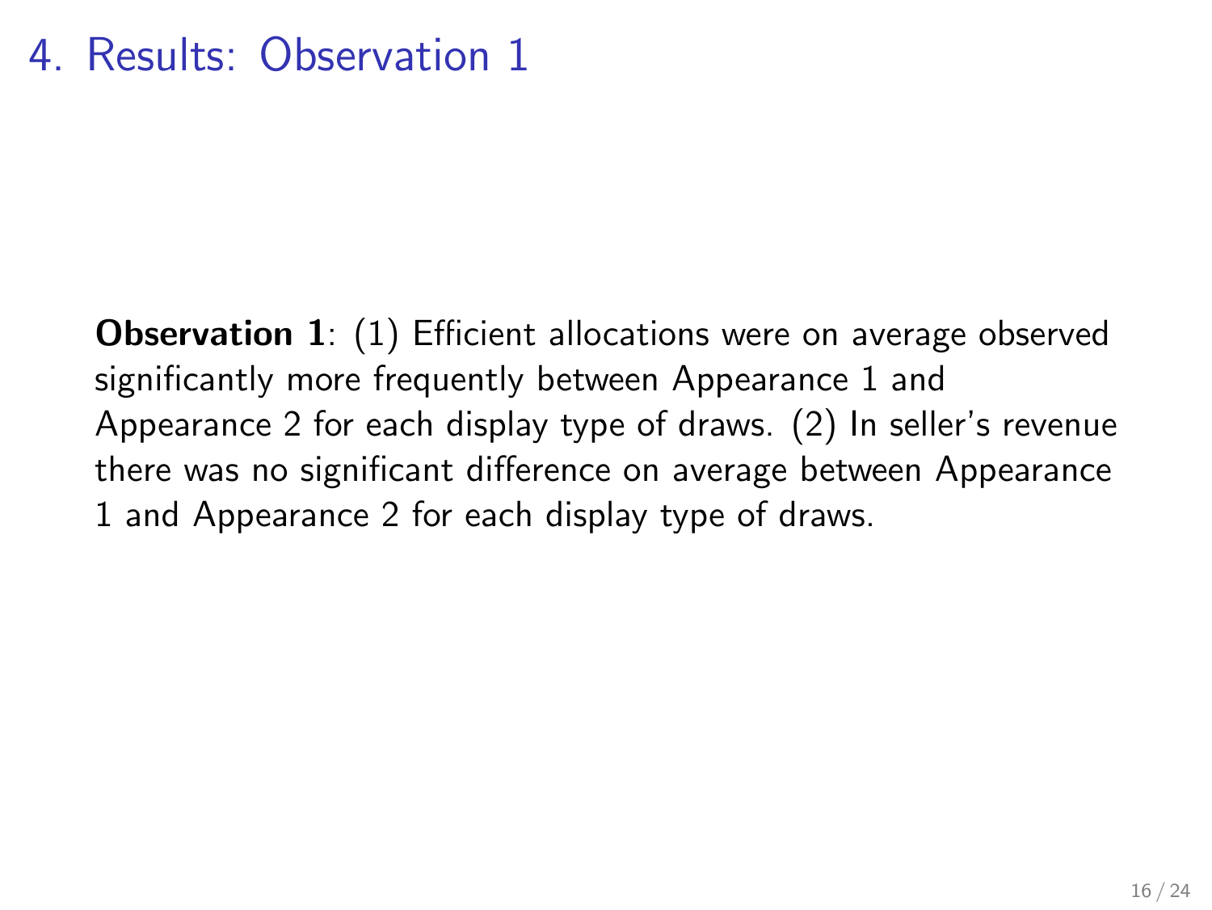# 4. Results: Observation 1

**Observation 1**: (1) Efficient allocations were on average observed significantly more frequently between Appearance 1 and Appearance 2 for each display type of draws. (2) In seller's revenue there was no significant difference on average between Appearance 1 and Appearance 2 for each display type of draws.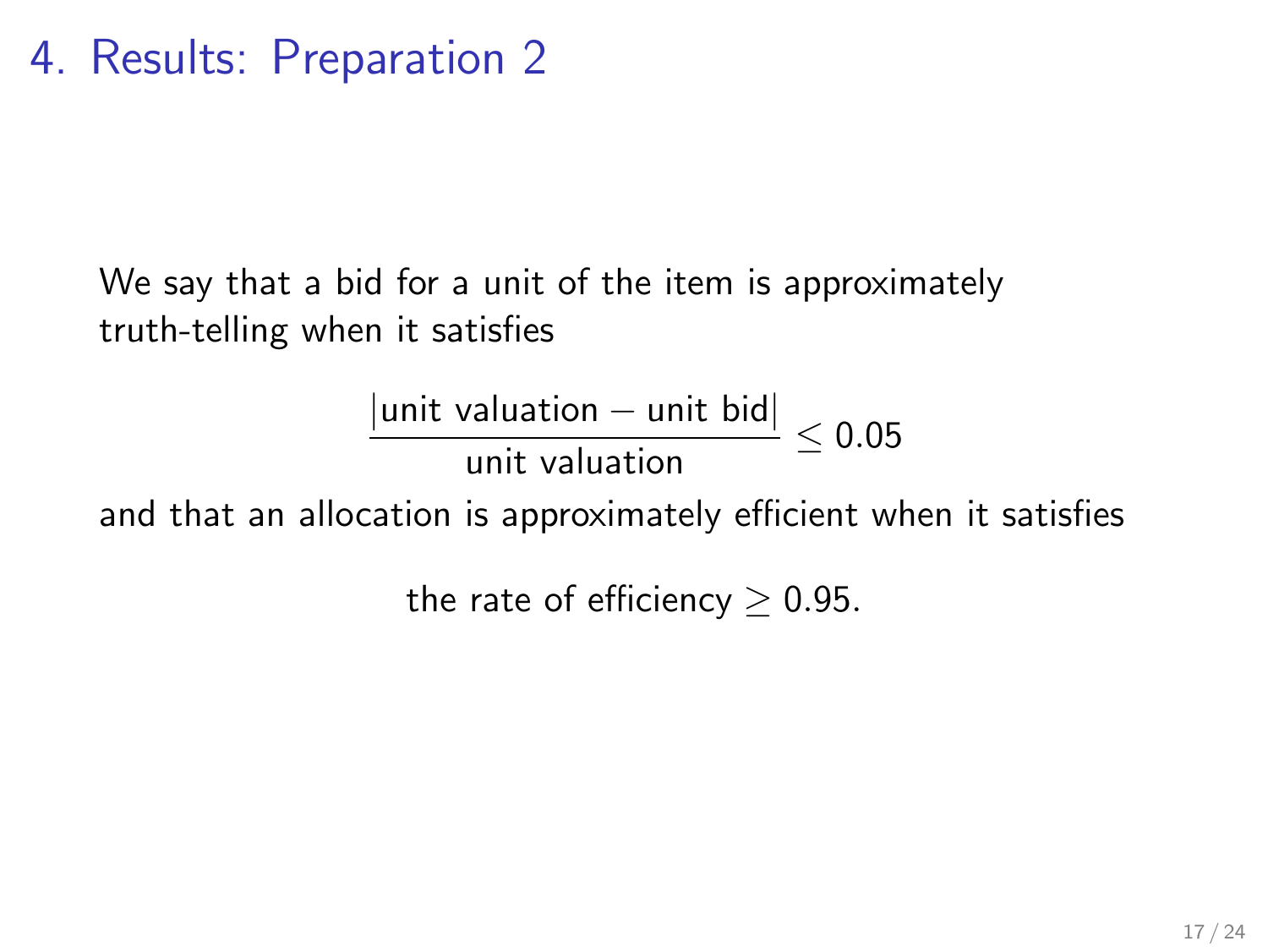# 4. Results: Preparation 2

We say that a bid for a unit of the item is approximately truth-telling when it satisfies

$$\frac{|\text{unit valuation} - \text{unit bid}|}{\text{unit valuation}} \leq 0.05$$

and that an allocation is approximately efficient when it satisfies

$$\text{the rate of efficiency} \geq 0.95.$$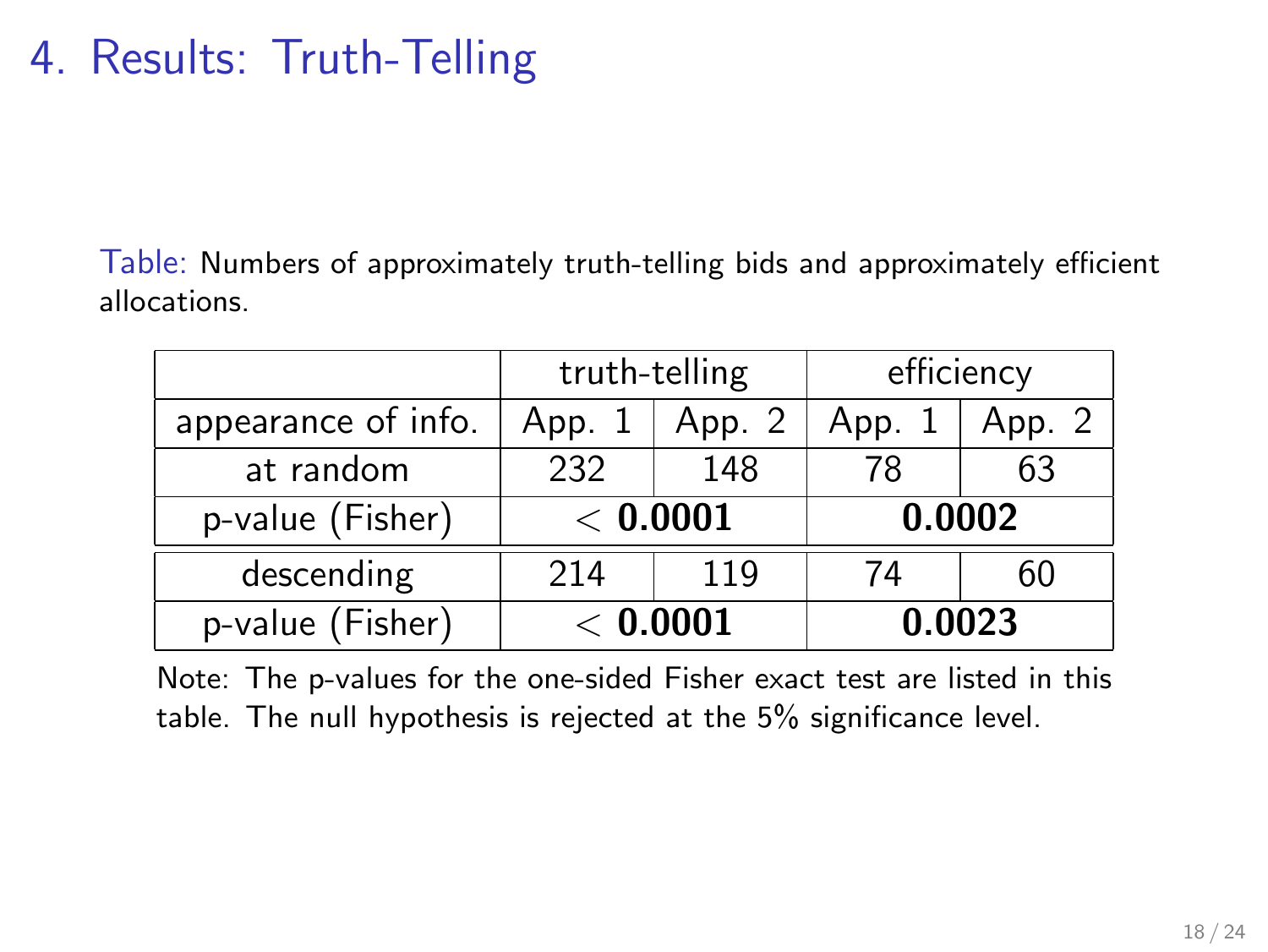# 4. Results: Truth-Telling

Table: Numbers of approximately truth-telling bids and approximately efficient allocations.

| | truth-telling | | efficiency | |
|---|---|---|---|---|
| appearance of info. | App. 1 | App. 2 | App. 1 | App. 2 |
| at random | 232 | 148 | 78 | 63 |
| p-value (Fisher) | $< \mathbf{0.0001}$ | | **0.0002** | |
| descending | 214 | 119 | 74 | 60 |
| p-value (Fisher) | $< \mathbf{0.0001}$ | | **0.0023** | |

Note: The p-values for the one-sided Fisher exact test are listed in this table. The null hypothesis is rejected at the 5% significance level.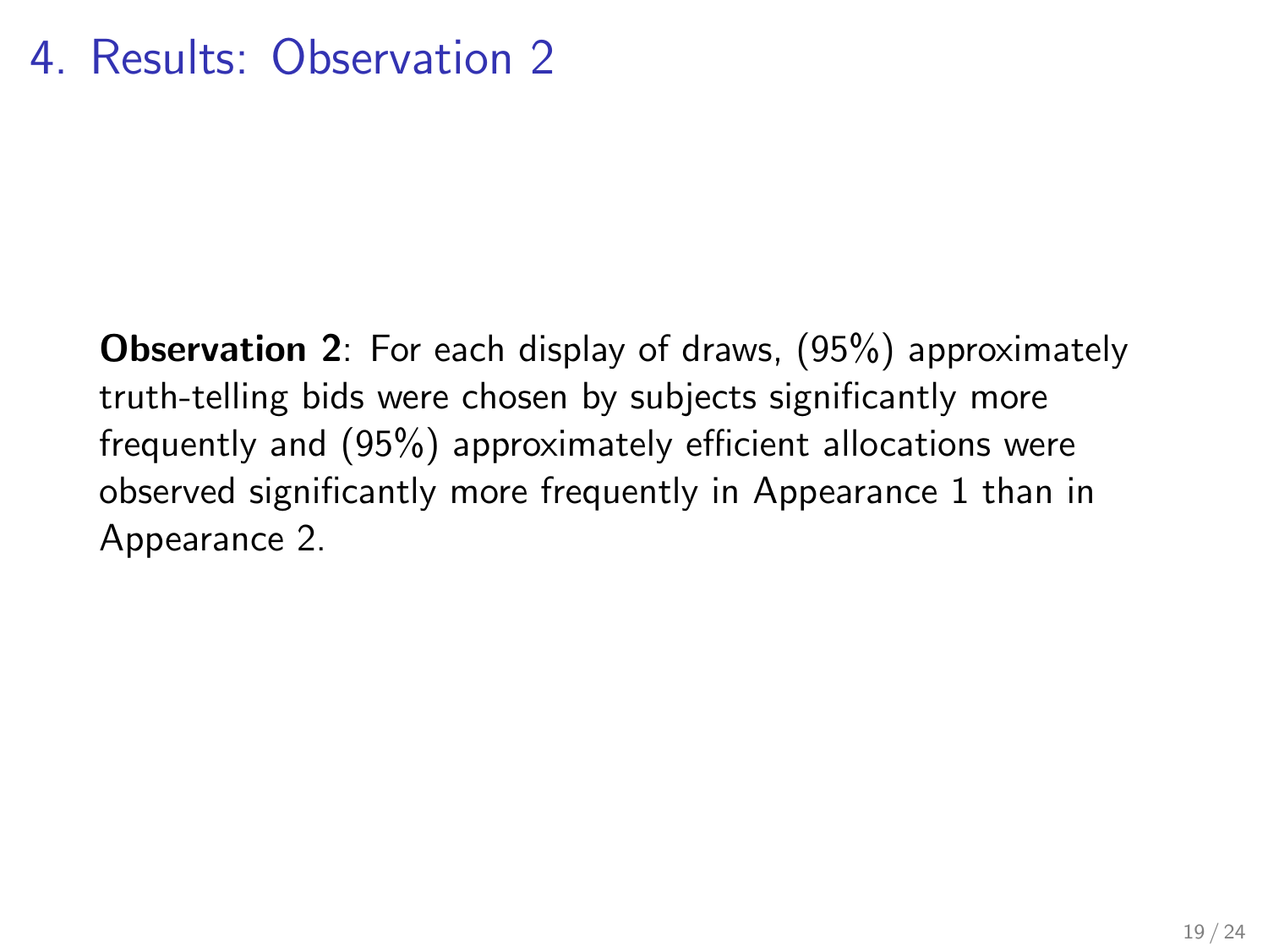# 4. Results: Observation 2

**Observation 2**: For each display of draws, (95%) approximately truth-telling bids were chosen by subjects significantly more frequently and (95%) approximately efficient allocations were observed significantly more frequently in Appearance 1 than in Appearance 2.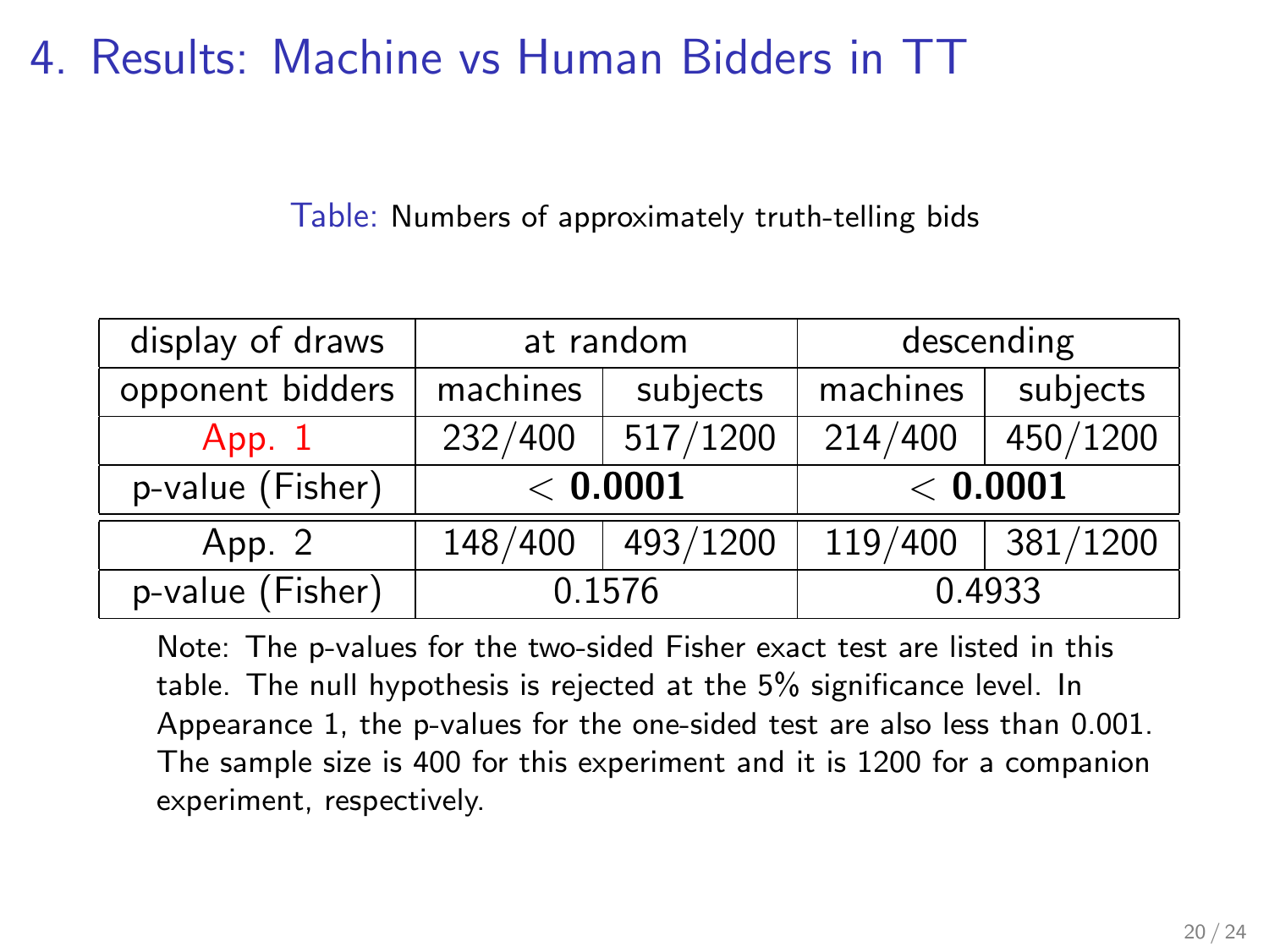# 4. Results: Machine vs Human Bidders in TT

Table: Numbers of approximately truth-telling bids

| display of draws | at random | | descending | |
|---|---|---|---|---|
| opponent bidders | machines | subjects | machines | subjects |
| App. 1 | 232/400 | 517/1200 | 214/400 | 450/1200 |
| p-value (Fisher) | $< \mathbf{0.0001}$ | | $< \mathbf{0.0001}$ | |
| App. 2 | 148/400 | 493/1200 | 119/400 | 381/1200 |
| p-value (Fisher) | 0.1576 | | 0.4933 | |

Note: The p-values for the two-sided Fisher exact test are listed in this table. The null hypothesis is rejected at the 5% significance level. In Appearance 1, the p-values for the one-sided test are also less than 0.001. The sample size is 400 for this experiment and it is 1200 for a companion experiment, respectively.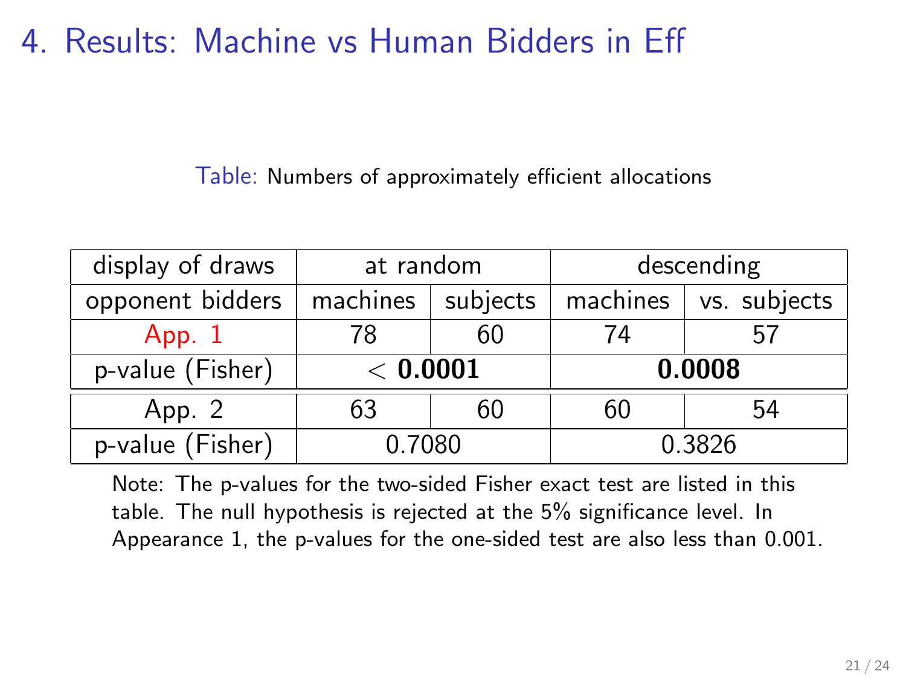# 4. Results: Machine vs Human Bidders in Eff

Table: Numbers of approximately efficient allocations

| display of draws | at random | | descending | |
|---|---|---|---|---|
| opponent bidders | machines | subjects | machines | vs. subjects |
| App. 1 | 78 | 60 | 74 | 57 |
| p-value (Fisher) | $< \mathbf{0.0001}$ | | **0.0008** | |
| App. 2 | 63 | 60 | 60 | 54 |
| p-value (Fisher) | 0.7080 | | 0.3826 | |

Note: The p-values for the two-sided Fisher exact test are listed in this table. The null hypothesis is rejected at the 5% significance level. In Appearance 1, the p-values for the one-sided test are also less than 0.001.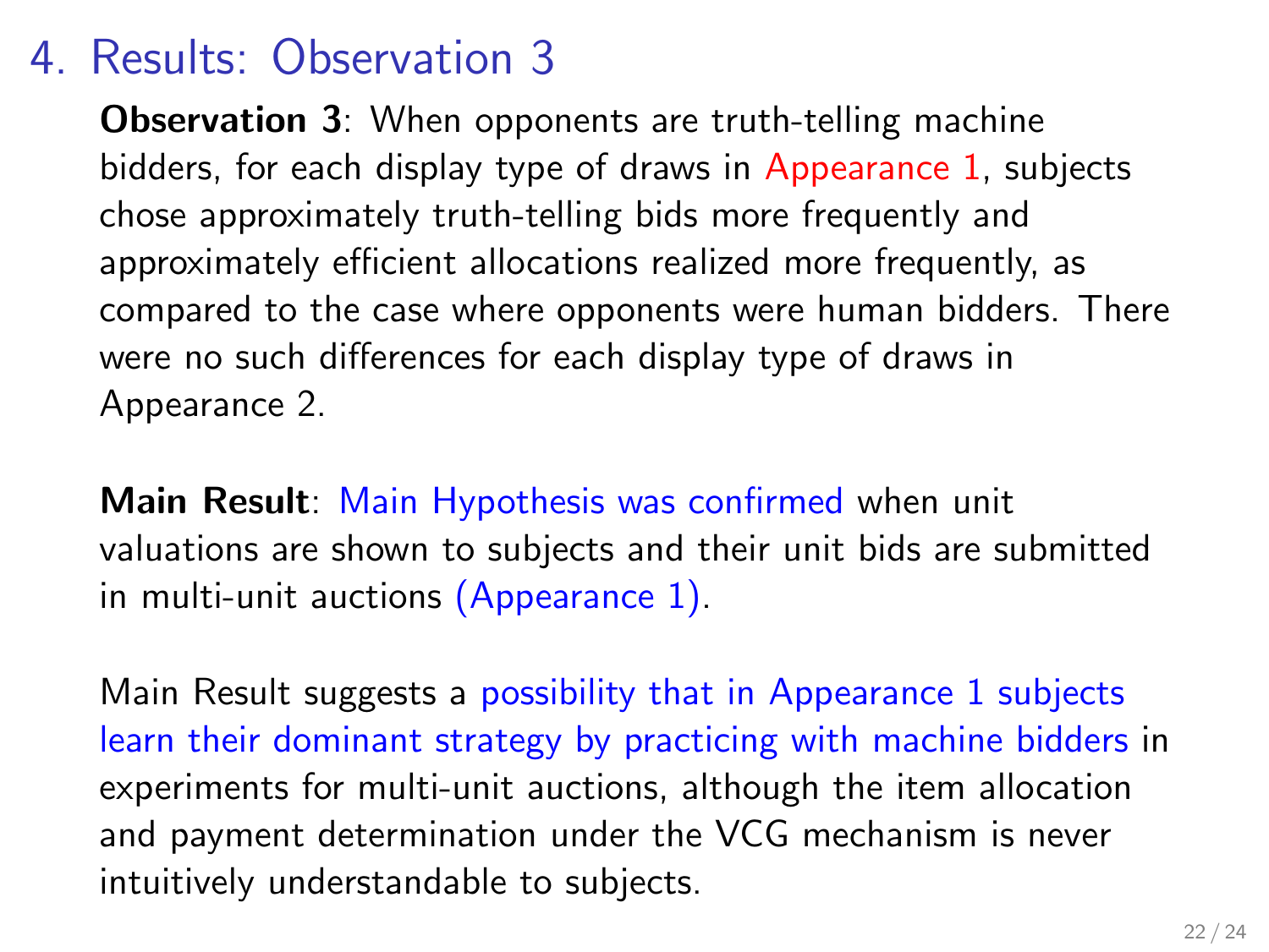# 4. Results: Observation 3

**Observation 3**: When opponents are truth-telling machine bidders, for each display type of draws in Appearance 1, subjects chose approximately truth-telling bids more frequently and approximately efficient allocations realized more frequently, as compared to the case where opponents were human bidders. There were no such differences for each display type of draws in Appearance 2.

**Main Result**: Main Hypothesis was confirmed when unit valuations are shown to subjects and their unit bids are submitted in multi-unit auctions (Appearance 1).

Main Result suggests a possibility that in Appearance 1 subjects learn their dominant strategy by practicing with machine bidders in experiments for multi-unit auctions, although the item allocation and payment determination under the VCG mechanism is never intuitively understandable to subjects.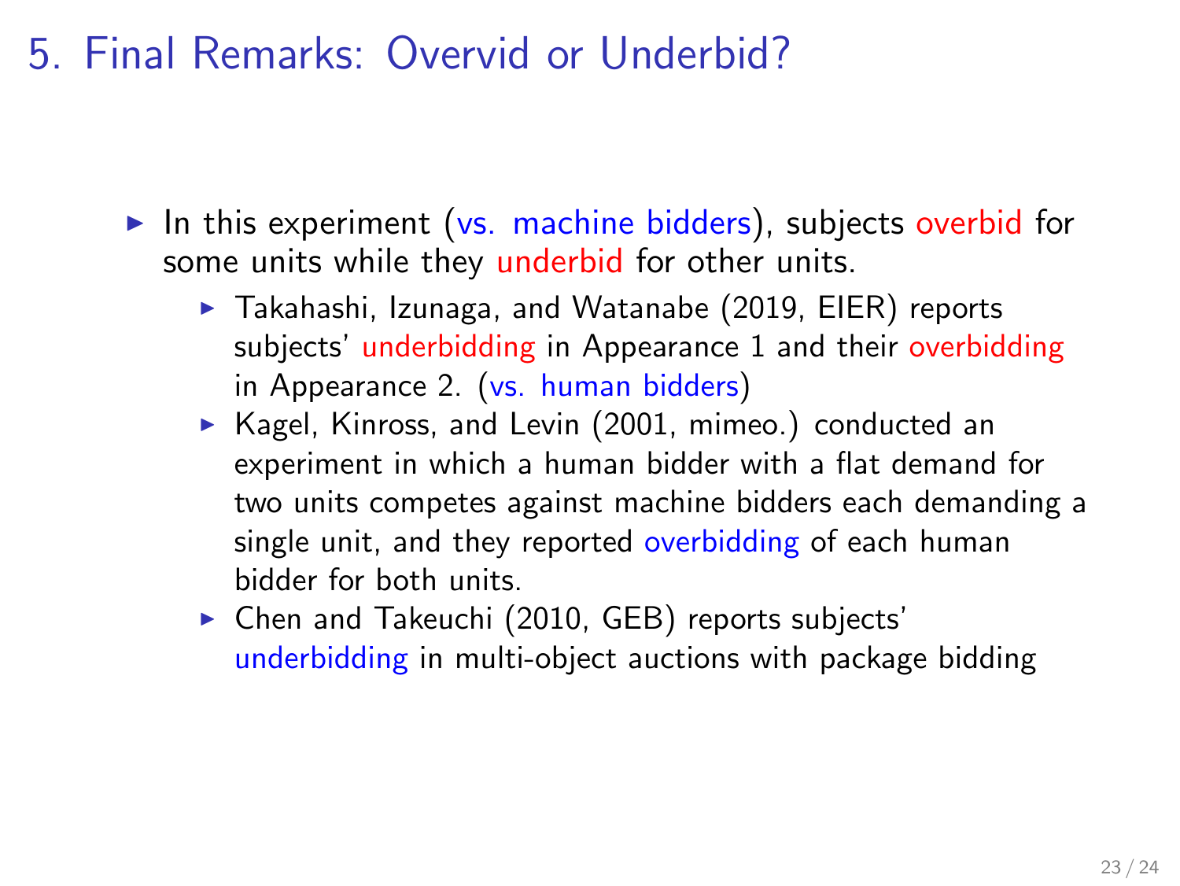# 5. Final Remarks: Overvid or Underbid?

- In this experiment (vs. machine bidders), subjects overbid for some units while they underbid for other units.
  - Takahashi, Izunaga, and Watanabe (2019, EIER) reports subjects' underbidding in Appearance 1 and their overbidding in Appearance 2. (vs. human bidders)
  - Kagel, Kinross, and Levin (2001, mimeo.) conducted an experiment in which a human bidder with a flat demand for two units competes against machine bidders each demanding a single unit, and they reported overbidding of each human bidder for both units.
  - Chen and Takeuchi (2010, GEB) reports subjects' underbidding in multi-object auctions with package bidding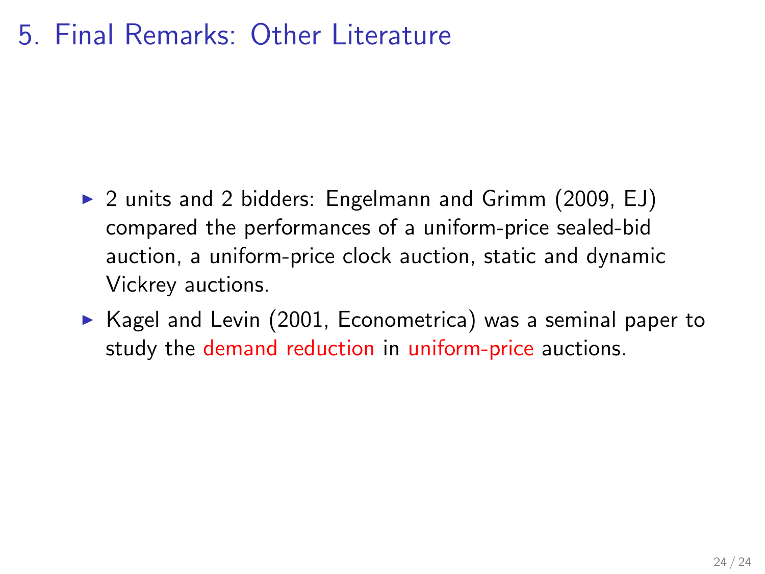# 5. Final Remarks: Other Literature

- 2 units and 2 bidders: Engelmann and Grimm (2009, EJ) compared the performances of a uniform-price sealed-bid auction, a uniform-price clock auction, static and dynamic Vickrey auctions.
- Kagel and Levin (2001, Econometrica) was a seminal paper to study the demand reduction in uniform-price auctions.